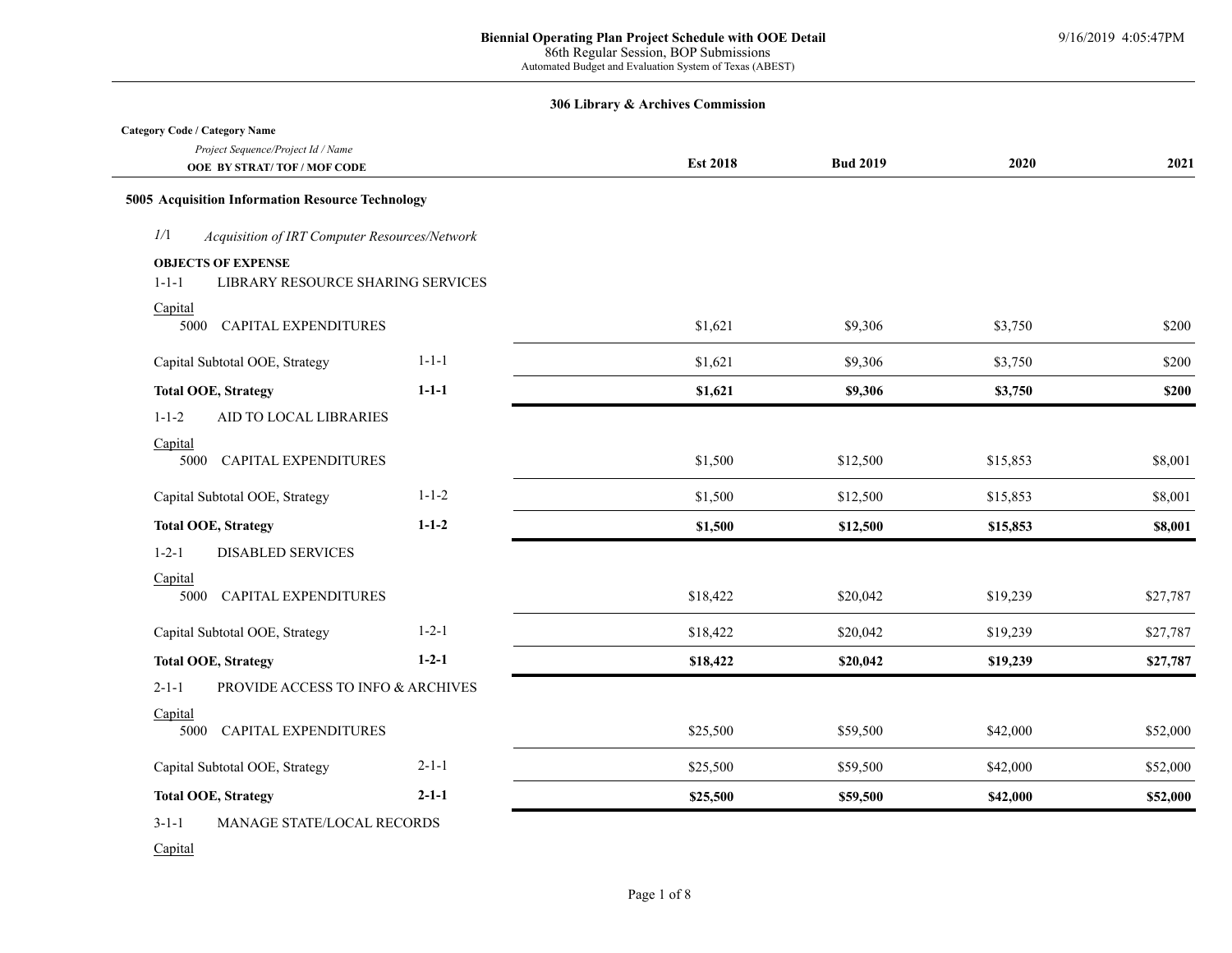**Biennial Operating Plan Project Schedule with OOE Detail**
86th Regular Session, BOP Submissions
Automated Budget and Evaluation System of Texas (ABEST)

9/16/2019 4:05:47PM

**306 Library & Archives Commission**

| Category Code / Category Name<br>*Project Sequence/Project Id / Name*<br>**OOE BY STRAT/ TOF / MOF CODE** | | **Est 2018** | **Bud 2019** | **2020** | **2021** |
|---|---|---|---|---|---|
| **5005 Acquisition Information Resource Technology** | | | | | |
| *1/1 Acquisition of IRT Computer Resources/Network* | | | | | |
| **OBJECTS OF EXPENSE** | | | | | |
| 1-1-1 LIBRARY RESOURCE SHARING SERVICES | | | | | |
| Capital | | | | | |
| 5000 CAPITAL EXPENDITURES | | $1,621 | $9,306 | $3,750 | $200 |
| Capital Subtotal OOE, Strategy | 1-1-1 | $1,621 | $9,306 | $3,750 | $200 |
| **Total OOE, Strategy** | **1-1-1** | **$1,621** | **$9,306** | **$3,750** | **$200** |
| 1-1-2 AID TO LOCAL LIBRARIES | | | | | |
| Capital | | | | | |
| 5000 CAPITAL EXPENDITURES | | $1,500 | $12,500 | $15,853 | $8,001 |
| Capital Subtotal OOE, Strategy | 1-1-2 | $1,500 | $12,500 | $15,853 | $8,001 |
| **Total OOE, Strategy** | **1-1-2** | **$1,500** | **$12,500** | **$15,853** | **$8,001** |
| 1-2-1 DISABLED SERVICES | | | | | |
| Capital | | | | | |
| 5000 CAPITAL EXPENDITURES | | $18,422 | $20,042 | $19,239 | $27,787 |
| Capital Subtotal OOE, Strategy | 1-2-1 | $18,422 | $20,042 | $19,239 | $27,787 |
| **Total OOE, Strategy** | **1-2-1** | **$18,422** | **$20,042** | **$19,239** | **$27,787** |
| 2-1-1 PROVIDE ACCESS TO INFO & ARCHIVES | | | | | |
| Capital | | | | | |
| 5000 CAPITAL EXPENDITURES | | $25,500 | $59,500 | $42,000 | $52,000 |
| Capital Subtotal OOE, Strategy | 2-1-1 | $25,500 | $59,500 | $42,000 | $52,000 |
| **Total OOE, Strategy** | **2-1-1** | **$25,500** | **$59,500** | **$42,000** | **$52,000** |
| 3-1-1 MANAGE STATE/LOCAL RECORDS | | | | | |
| Capital | | | | | |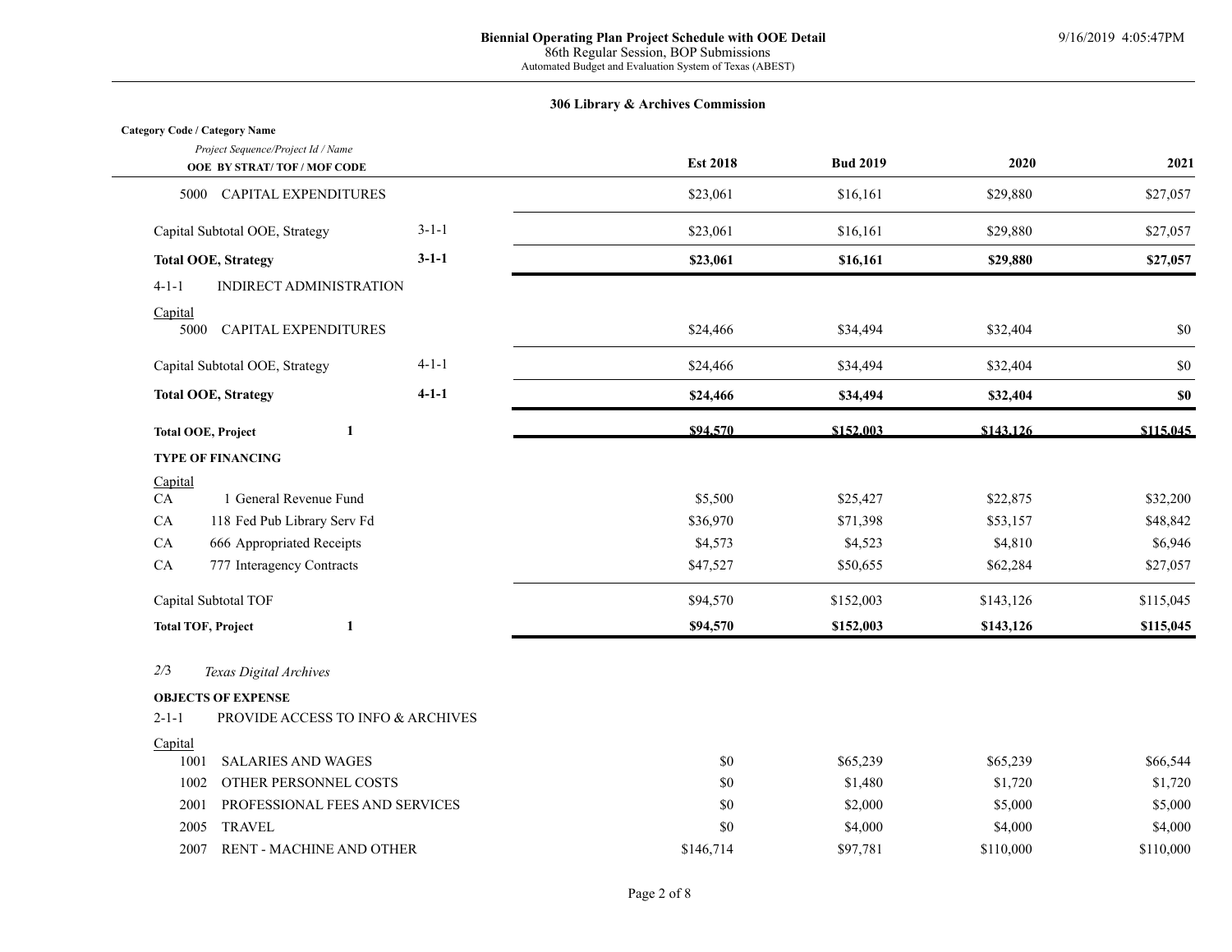**Biennial Operating Plan Project Schedule with OOE Detail**
86th Regular Session, BOP Submissions
Automated Budget and Evaluation System of Texas (ABEST)

9/16/2019 4:05:47PM

**306 Library & Archives Commission**

| Category Code / Category Name<br>*Project Sequence/Project Id / Name*<br>**OOE BY STRAT/ TOF / MOF CODE** | | **Est 2018** | **Bud 2019** | **2020** | **2021** |
|---|---|---|---|---|---|
| 5000 CAPITAL EXPENDITURES | | $23,061 | $16,161 | $29,880 | $27,057 |
| Capital Subtotal OOE, Strategy | 3-1-1 | $23,061 | $16,161 | $29,880 | $27,057 |
| **Total OOE, Strategy** | **3-1-1** | **$23,061** | **$16,161** | **$29,880** | **$27,057** |
| 4-1-1 INDIRECT ADMINISTRATION | | | | | |
| Capital | | | | | |
| 5000 CAPITAL EXPENDITURES | | $24,466 | $34,494 | $32,404 | $0 |
| Capital Subtotal OOE, Strategy | 4-1-1 | $24,466 | $34,494 | $32,404 | $0 |
| **Total OOE, Strategy** | **4-1-1** | **$24,466** | **$34,494** | **$32,404** | **$0** |
| **Total OOE, Project** | **1** | **$94,570** | **$152,003** | **$143,126** | **$115,045** |
| **TYPE OF FINANCING** | | | | | |
| Capital | | | | | |
| CA 1 General Revenue Fund | | $5,500 | $25,427 | $22,875 | $32,200 |
| CA 118 Fed Pub Library Serv Fd | | $36,970 | $71,398 | $53,157 | $48,842 |
| CA 666 Appropriated Receipts | | $4,573 | $4,523 | $4,810 | $6,946 |
| CA 777 Interagency Contracts | | $47,527 | $50,655 | $62,284 | $27,057 |
| Capital Subtotal TOF | | $94,570 | $152,003 | $143,126 | $115,045 |
| **Total TOF, Project** | **1** | **$94,570** | **$152,003** | **$143,126** | **$115,045** |
| *2/3 Texas Digital Archives* | | | | | |
| **OBJECTS OF EXPENSE** | | | | | |
| 2-1-1 PROVIDE ACCESS TO INFO & ARCHIVES | | | | | |
| Capital | | | | | |
| 1001 SALARIES AND WAGES | | $0 | $65,239 | $65,239 | $66,544 |
| 1002 OTHER PERSONNEL COSTS | | $0 | $1,480 | $1,720 | $1,720 |
| 2001 PROFESSIONAL FEES AND SERVICES | | $0 | $2,000 | $5,000 | $5,000 |
| 2005 TRAVEL | | $0 | $4,000 | $4,000 | $4,000 |
| 2007 RENT - MACHINE AND OTHER | | $146,714 | $97,781 | $110,000 | $110,000 |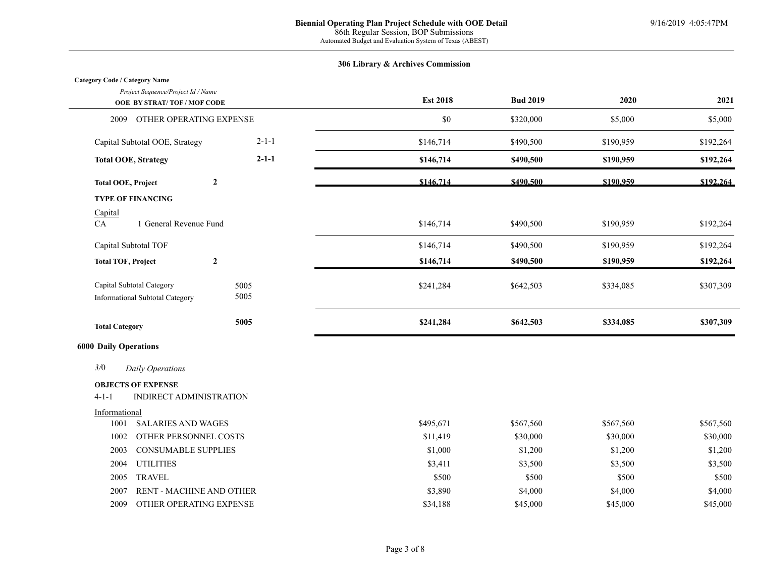**Biennial Operating Plan Project Schedule with OOE Detail**
86th Regular Session, BOP Submissions
Automated Budget and Evaluation System of Texas (ABEST)

9/16/2019 4:05:47PM

**306 Library & Archives Commission**

| Category Code / Category Name<br>*Project Sequence/Project Id / Name*<br>**OOE BY STRAT/ TOF / MOF CODE** | | **Est 2018** | **Bud 2019** | **2020** | **2021** |
|---|---|---|---|---|---|
| 2009 OTHER OPERATING EXPENSE | | $0 | $320,000 | $5,000 | $5,000 |
| Capital Subtotal OOE, Strategy | 2-1-1 | $146,714 | $490,500 | $190,959 | $192,264 |
| **Total OOE, Strategy** | **2-1-1** | **$146,714** | **$490,500** | **$190,959** | **$192,264** |
| **Total OOE, Project** | **2** | **$146,714** | **$490,500** | **$190,959** | **$192,264** |
| **TYPE OF FINANCING** | | | | | |
| Capital | | | | | |
| CA 1 General Revenue Fund | | $146,714 | $490,500 | $190,959 | $192,264 |
| Capital Subtotal TOF | | $146,714 | $490,500 | $190,959 | $192,264 |
| **Total TOF, Project** | **2** | **$146,714** | **$490,500** | **$190,959** | **$192,264** |
| Capital Subtotal Category | 5005 | $241,284 | $642,503 | $334,085 | $307,309 |
| Informational Subtotal Category | 5005 | | | | |
| **Total Category** | **5005** | **$241,284** | **$642,503** | **$334,085** | **$307,309** |
| **6000 Daily Operations** | | | | | |
| *3/0 Daily Operations* | | | | | |
| **OBJECTS OF EXPENSE** | | | | | |
| 4-1-1 INDIRECT ADMINISTRATION | | | | | |
| Informational | | | | | |
| 1001 SALARIES AND WAGES | | $495,671 | $567,560 | $567,560 | $567,560 |
| 1002 OTHER PERSONNEL COSTS | | $11,419 | $30,000 | $30,000 | $30,000 |
| 2003 CONSUMABLE SUPPLIES | | $1,000 | $1,200 | $1,200 | $1,200 |
| 2004 UTILITIES | | $3,411 | $3,500 | $3,500 | $3,500 |
| 2005 TRAVEL | | $500 | $500 | $500 | $500 |
| 2007 RENT - MACHINE AND OTHER | | $3,890 | $4,000 | $4,000 | $4,000 |
| 2009 OTHER OPERATING EXPENSE | | $34,188 | $45,000 | $45,000 | $45,000 |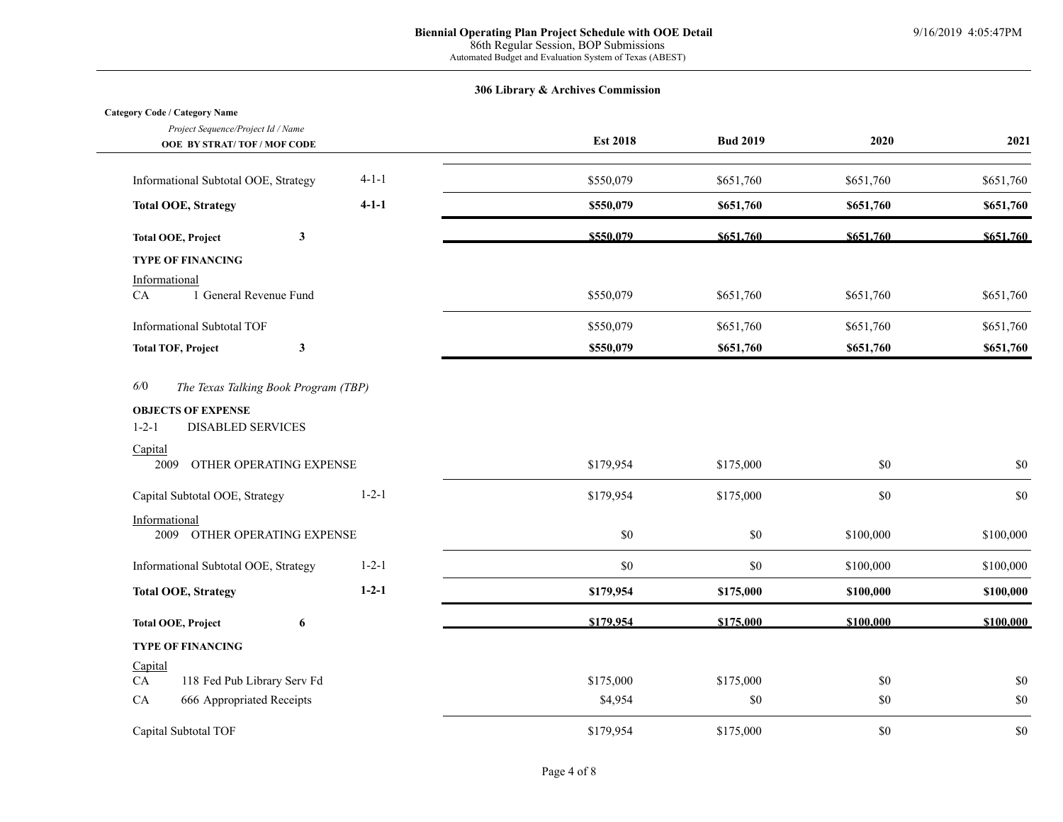**Biennial Operating Plan Project Schedule with OOE Detail**
86th Regular Session, BOP Submissions
Automated Budget and Evaluation System of Texas (ABEST)

9/16/2019 4:05:47PM

**306 Library & Archives Commission**

| **Category Code / Category Name** *Project Sequence/Project Id / Name* **OOE BY STRAT/ TOF / MOF CODE** | | **Est 2018** | **Bud 2019** | **2020** | **2021** |
|---|---|---|---|---|---|
| Informational Subtotal OOE, Strategy | 4-1-1 | $550,079 | $651,760 | $651,760 | $651,760 |
| **Total OOE, Strategy** | **4-1-1** | **$550,079** | **$651,760** | **$651,760** | **$651,760** |
| **Total OOE, Project** | **3** | **$550,079** | **$651,760** | **$651,760** | **$651,760** |
| **TYPE OF FINANCING** | | | | | |
| Informational | | | | | |
| CA 1 General Revenue Fund | | $550,079 | $651,760 | $651,760 | $651,760 |
| Informational Subtotal TOF | | $550,079 | $651,760 | $651,760 | $651,760 |
| **Total TOF, Project** | **3** | **$550,079** | **$651,760** | **$651,760** | **$651,760** |
| *6/0 The Texas Talking Book Program (TBP)* | | | | | |
| **OBJECTS OF EXPENSE** | | | | | |
| 1-2-1 DISABLED SERVICES | | | | | |
| Capital | | | | | |
| 2009 OTHER OPERATING EXPENSE | | $179,954 | $175,000 | $0 | $0 |
| Capital Subtotal OOE, Strategy | 1-2-1 | $179,954 | $175,000 | $0 | $0 |
| Informational | | | | | |
| 2009 OTHER OPERATING EXPENSE | | $0 | $0 | $100,000 | $100,000 |
| Informational Subtotal OOE, Strategy | 1-2-1 | $0 | $0 | $100,000 | $100,000 |
| **Total OOE, Strategy** | **1-2-1** | **$179,954** | **$175,000** | **$100,000** | **$100,000** |
| **Total OOE, Project** | **6** | **$179,954** | **$175,000** | **$100,000** | **$100,000** |
| **TYPE OF FINANCING** | | | | | |
| Capital | | | | | |
| CA 118 Fed Pub Library Serv Fd | | $175,000 | $175,000 | $0 | $0 |
| CA 666 Appropriated Receipts | | $4,954 | $0 | $0 | $0 |
| Capital Subtotal TOF | | $179,954 | $175,000 | $0 | $0 |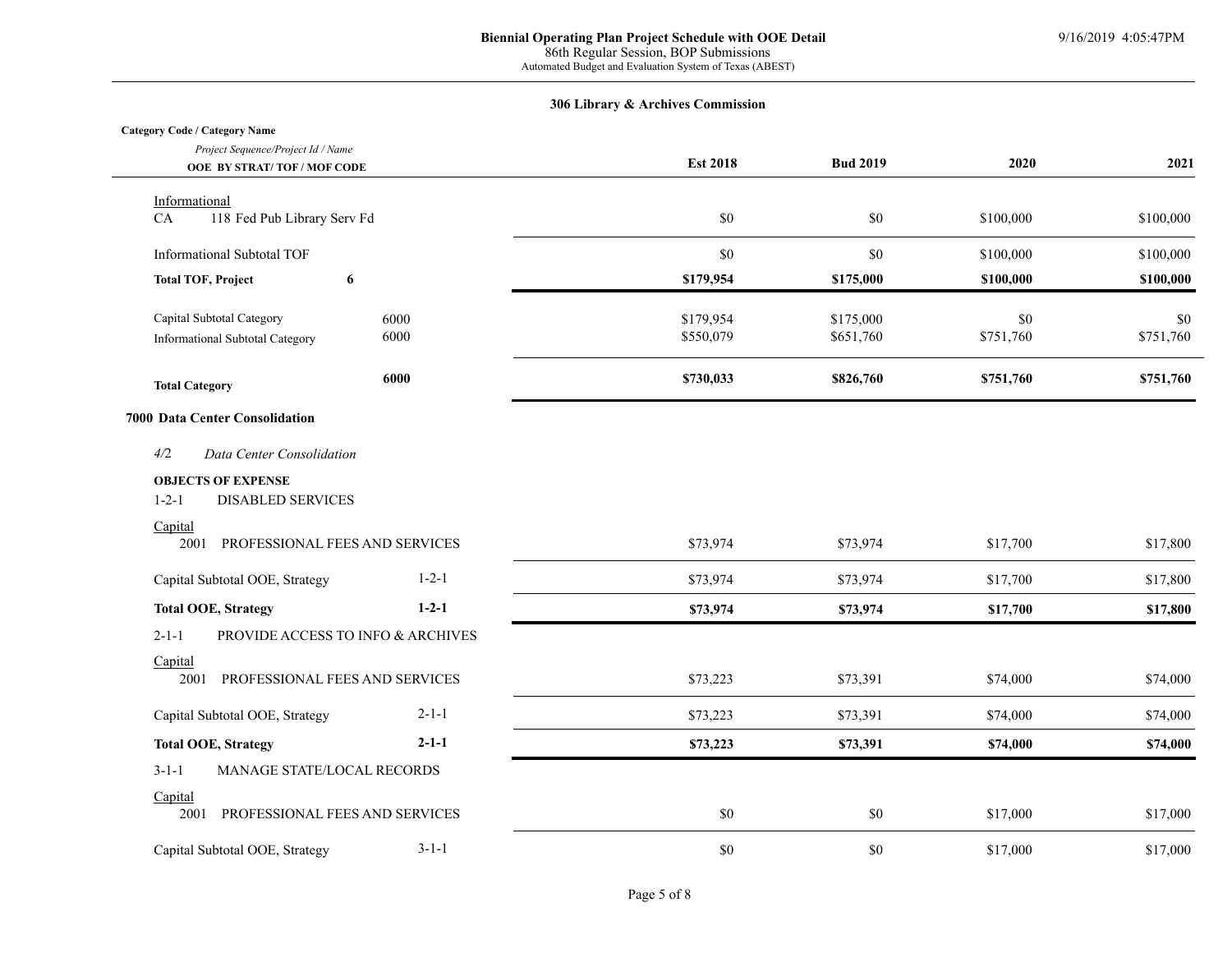**Biennial Operating Plan Project Schedule with OOE Detail**
86th Regular Session, BOP Submissions
Automated Budget and Evaluation System of Texas (ABEST)

9/16/2019 4:05:47PM

**306 Library & Archives Commission**

| **Category Code / Category Name**<br>*Project Sequence/Project Id / Name*<br>**OOE BY STRAT/ TOF / MOF CODE** | | **Est 2018** | **Bud 2019** | **2020** | **2021** |
|---|---|---|---|---|---|
| Informational | | | | | |
| CA 118 Fed Pub Library Serv Fd | | $0 | $0 | $100,000 | $100,000 |
| Informational Subtotal TOF | | $0 | $0 | $100,000 | $100,000 |
| **Total TOF, Project** | **6** | **$179,954** | **$175,000** | **$100,000** | **$100,000** |
| Capital Subtotal Category | 6000 | $179,954 | $175,000 | $0 | $0 |
| Informational Subtotal Category | 6000 | $550,079 | $651,760 | $751,760 | $751,760 |
| **Total Category** | **6000** | **$730,033** | **$826,760** | **$751,760** | **$751,760** |
| **7000 Data Center Consolidation** | | | | | |
| *4/2 Data Center Consolidation* | | | | | |
| **OBJECTS OF EXPENSE** | | | | | |
| 1-2-1 DISABLED SERVICES | | | | | |
| Capital | | | | | |
| 2001 PROFESSIONAL FEES AND SERVICES | | $73,974 | $73,974 | $17,700 | $17,800 |
| Capital Subtotal OOE, Strategy | 1-2-1 | $73,974 | $73,974 | $17,700 | $17,800 |
| **Total OOE, Strategy** | **1-2-1** | **$73,974** | **$73,974** | **$17,700** | **$17,800** |
| 2-1-1 PROVIDE ACCESS TO INFO & ARCHIVES | | | | | |
| Capital | | | | | |
| 2001 PROFESSIONAL FEES AND SERVICES | | $73,223 | $73,391 | $74,000 | $74,000 |
| Capital Subtotal OOE, Strategy | 2-1-1 | $73,223 | $73,391 | $74,000 | $74,000 |
| **Total OOE, Strategy** | **2-1-1** | **$73,223** | **$73,391** | **$74,000** | **$74,000** |
| 3-1-1 MANAGE STATE/LOCAL RECORDS | | | | | |
| Capital | | | | | |
| 2001 PROFESSIONAL FEES AND SERVICES | | $0 | $0 | $17,000 | $17,000 |
| Capital Subtotal OOE, Strategy | 3-1-1 | $0 | $0 | $17,000 | $17,000 |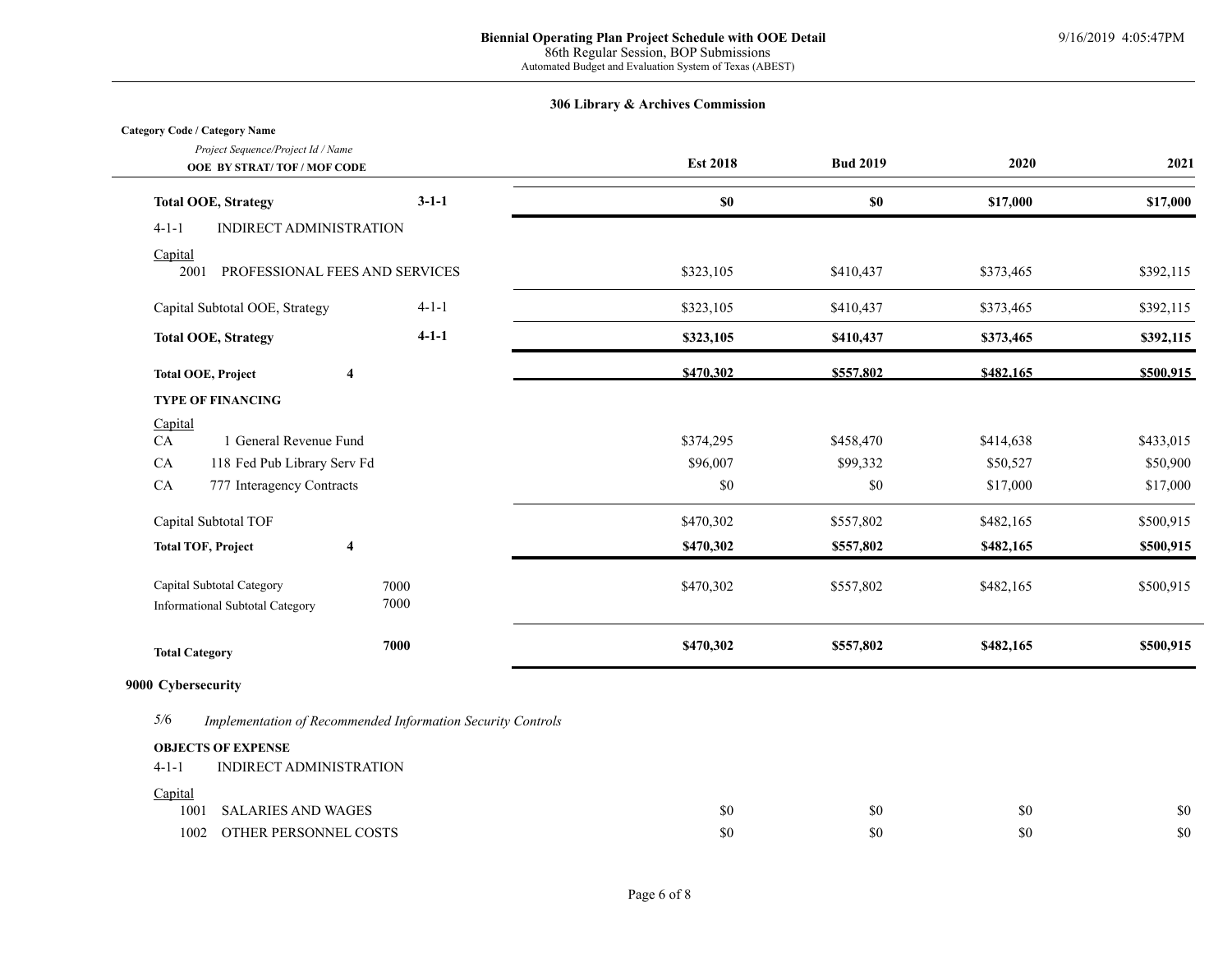**306 Library & Archives Commission**

| Category Code / Category Name<br>*Project Sequence/Project Id / Name*<br>**OOE BY STRAT/ TOF / MOF CODE** | | Est 2018 | Bud 2019 | 2020 | 2021 |
|---|---|---|---|---|---|
| **Total OOE, Strategy** | **3-1-1** | **$0** | **$0** | **$17,000** | **$17,000** |
| 4-1-1 INDIRECT ADMINISTRATION | | | | | |
| Capital | | | | | |
| 2001 PROFESSIONAL FEES AND SERVICES | | $323,105 | $410,437 | $373,465 | $392,115 |
| Capital Subtotal OOE, Strategy | 4-1-1 | $323,105 | $410,437 | $373,465 | $392,115 |
| **Total OOE, Strategy** | **4-1-1** | **$323,105** | **$410,437** | **$373,465** | **$392,115** |
| **Total OOE, Project** | **4** | **$470,302** | **$557,802** | **$482,165** | **$500,915** |
| **TYPE OF FINANCING** | | | | | |
| Capital | | | | | |
| CA 1 General Revenue Fund | | $374,295 | $458,470 | $414,638 | $433,015 |
| CA 118 Fed Pub Library Serv Fd | | $96,007 | $99,332 | $50,527 | $50,900 |
| CA 777 Interagency Contracts | | $0 | $0 | $17,000 | $17,000 |
| Capital Subtotal TOF | | $470,302 | $557,802 | $482,165 | $500,915 |
| **Total TOF, Project** | **4** | **$470,302** | **$557,802** | **$482,165** | **$500,915** |
| Capital Subtotal Category | 7000 | $470,302 | $557,802 | $482,165 | $500,915 |
| Informational Subtotal Category | 7000 | | | | |
| **Total Category** | **7000** | **$470,302** | **$557,802** | **$482,165** | **$500,915** |

**9000 Cybersecurity**

*5/6 Implementation of Recommended Information Security Controls*

| **OBJECTS OF EXPENSE** | Est 2018 | Bud 2019 | 2020 | 2021 |
|---|---|---|---|---|
| 4-1-1 INDIRECT ADMINISTRATION | | | | |
| Capital | | | | |
| 1001 SALARIES AND WAGES | $0 | $0 | $0 | $0 |
| 1002 OTHER PERSONNEL COSTS | $0 | $0 | $0 | $0 |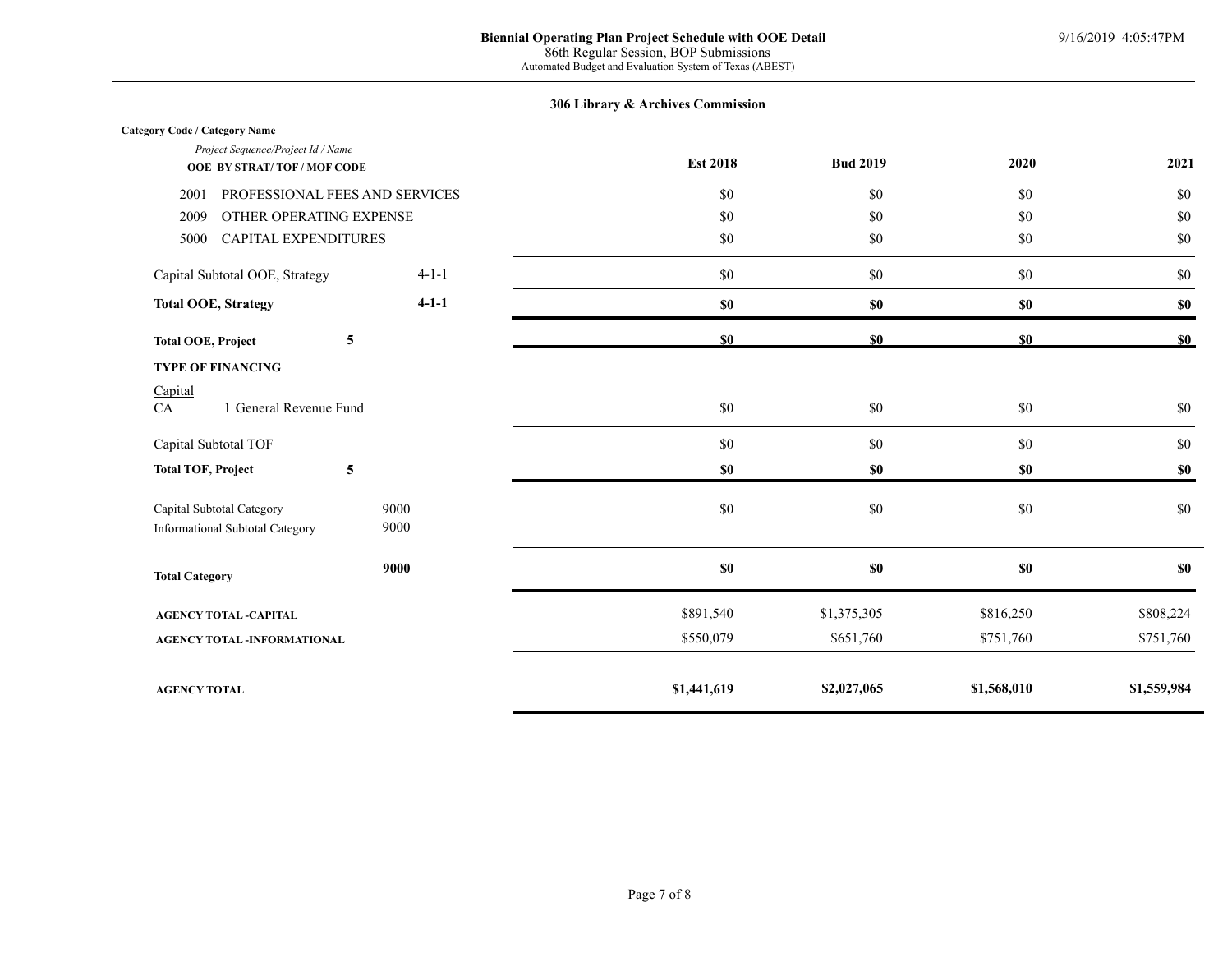**Biennial Operating Plan Project Schedule with OOE Detail**
86th Regular Session, BOP Submissions
Automated Budget and Evaluation System of Texas (ABEST)

9/16/2019 4:05:47PM

**306 Library & Archives Commission**

| **Category Code / Category Name**<br>*Project Sequence/Project Id / Name*<br>**OOE BY STRAT/ TOF / MOF CODE** | | **Est 2018** | **Bud 2019** | **2020** | **2021** |
|---|---|---|---|---|---|
| 2001 PROFESSIONAL FEES AND SERVICES | | $0 | $0 | $0 | $0 |
| 2009 OTHER OPERATING EXPENSE | | $0 | $0 | $0 | $0 |
| 5000 CAPITAL EXPENDITURES | | $0 | $0 | $0 | $0 |
| Capital Subtotal OOE, Strategy | 4-1-1 | $0 | $0 | $0 | $0 |
| **Total OOE, Strategy** | **4-1-1** | **$0** | **$0** | **$0** | **$0** |
| **Total OOE, Project** | **5** | **$0** | **$0** | **$0** | **$0** |
| **TYPE OF FINANCING** | | | | | |
| Capital | | | | | |
| CA 1 General Revenue Fund | | $0 | $0 | $0 | $0 |
| Capital Subtotal TOF | | $0 | $0 | $0 | $0 |
| **Total TOF, Project** | **5** | **$0** | **$0** | **$0** | **$0** |
| Capital Subtotal Category | 9000 | $0 | $0 | $0 | $0 |
| Informational Subtotal Category | 9000 | | | | |
| **Total Category** | **9000** | **$0** | **$0** | **$0** | **$0** |
| **AGENCY TOTAL -CAPITAL** | | $891,540 | $1,375,305 | $816,250 | $808,224 |
| **AGENCY TOTAL -INFORMATIONAL** | | $550,079 | $651,760 | $751,760 | $751,760 |
| **AGENCY TOTAL** | | **$1,441,619** | **$2,027,065** | **$1,568,010** | **$1,559,984** |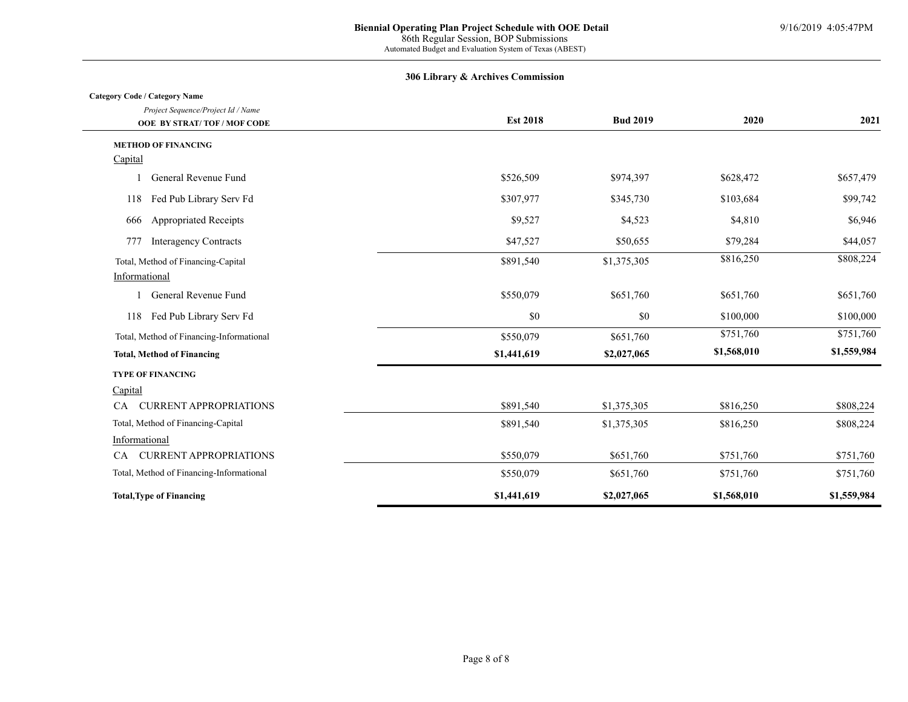**Biennial Operating Plan Project Schedule with OOE Detail**
86th Regular Session, BOP Submissions
Automated Budget and Evaluation System of Texas (ABEST)

9/16/2019 4:05:47PM

**306 Library & Archives Commission**

| Category Code / Category Name<br>*Project Sequence/Project Id / Name*<br>**OOE BY STRAT/ TOF / MOF CODE** | **Est 2018** | **Bud 2019** | **2020** | **2021** |
|---|---|---|---|---|
| **METHOD OF FINANCING** | | | | |
| Capital | | | | |
| 1 General Revenue Fund | $526,509 | $974,397 | $628,472 | $657,479 |
| 118 Fed Pub Library Serv Fd | $307,977 | $345,730 | $103,684 | $99,742 |
| 666 Appropriated Receipts | $9,527 | $4,523 | $4,810 | $6,946 |
| 777 Interagency Contracts | $47,527 | $50,655 | $79,284 | $44,057 |
| Total, Method of Financing-Capital | $891,540 | $1,375,305 | $816,250 | $808,224 |
| Informational | | | | |
| 1 General Revenue Fund | $550,079 | $651,760 | $651,760 | $651,760 |
| 118 Fed Pub Library Serv Fd | $0 | $0 | $100,000 | $100,000 |
| Total, Method of Financing-Informational | $550,079 | $651,760 | $751,760 | $751,760 |
| **Total, Method of Financing** | **$1,441,619** | **$2,027,065** | **$1,568,010** | **$1,559,984** |
| **TYPE OF FINANCING** | | | | |
| Capital | | | | |
| CA CURRENT APPROPRIATIONS | $891,540 | $1,375,305 | $816,250 | $808,224 |
| Total, Method of Financing-Capital | $891,540 | $1,375,305 | $816,250 | $808,224 |
| Informational | | | | |
| CA CURRENT APPROPRIATIONS | $550,079 | $651,760 | $751,760 | $751,760 |
| Total, Method of Financing-Informational | $550,079 | $651,760 | $751,760 | $751,760 |
| **Total,Type of Financing** | **$1,441,619** | **$2,027,065** | **$1,568,010** | **$1,559,984** |